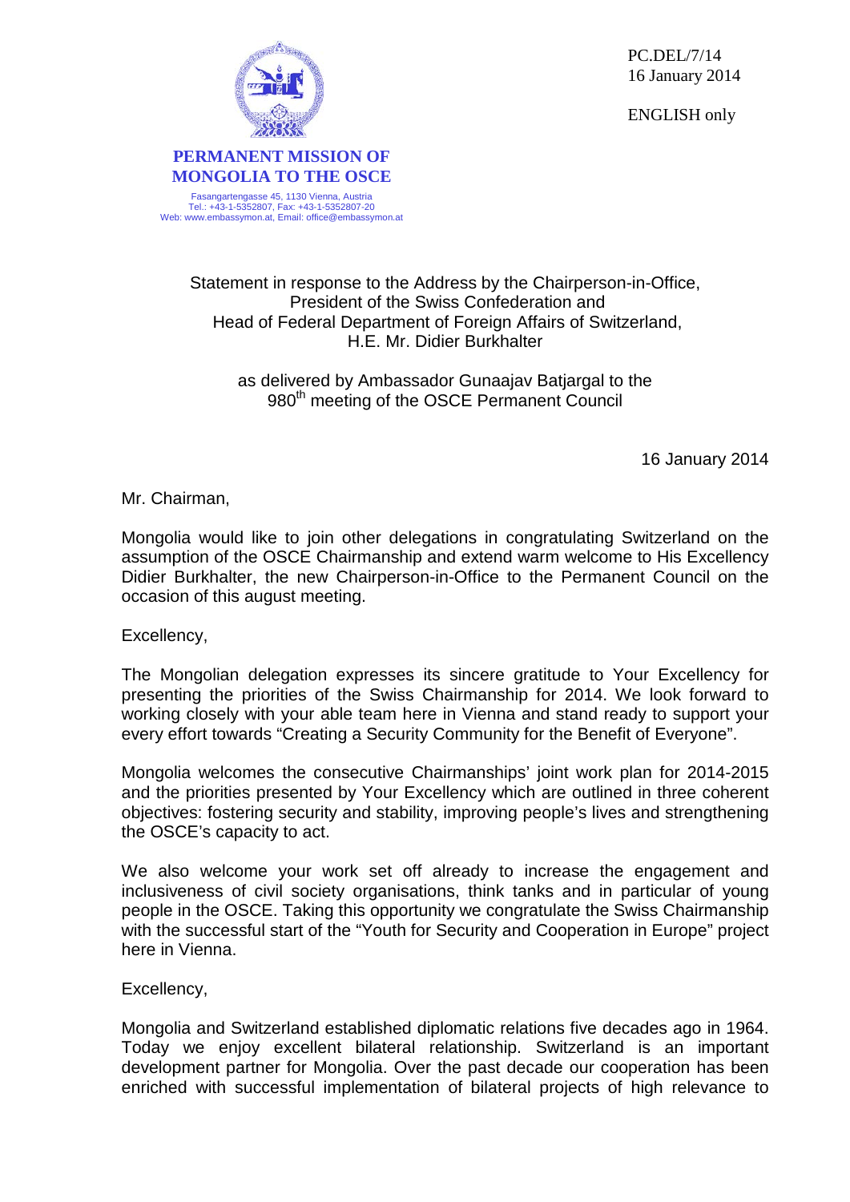PC.DEL/7/14
16 January 2014

ENGLISH only

**PERMANENT MISSION OF MONGOLIA TO THE OSCE**

Fasangartengasse 45, 1130 Vienna, Austria
Tel.: +43-1-5352807, Fax: +43-1-5352807-20
Web: www.embassymon.at, Email: office@embassymon.at

Statement in response to the Address by the Chairperson-in-Office, President of the Swiss Confederation and Head of Federal Department of Foreign Affairs of Switzerland, H.E. Mr. Didier Burkhalter

as delivered by Ambassador Gunaajav Batjargal to the 980th meeting of the OSCE Permanent Council

16 January 2014

Mr. Chairman,

Mongolia would like to join other delegations in congratulating Switzerland on the assumption of the OSCE Chairmanship and extend warm welcome to His Excellency Didier Burkhalter, the new Chairperson-in-Office to the Permanent Council on the occasion of this august meeting.

Excellency,

The Mongolian delegation expresses its sincere gratitude to Your Excellency for presenting the priorities of the Swiss Chairmanship for 2014. We look forward to working closely with your able team here in Vienna and stand ready to support your every effort towards "Creating a Security Community for the Benefit of Everyone".

Mongolia welcomes the consecutive Chairmanships' joint work plan for 2014-2015 and the priorities presented by Your Excellency which are outlined in three coherent objectives: fostering security and stability, improving people's lives and strengthening the OSCE's capacity to act.

We also welcome your work set off already to increase the engagement and inclusiveness of civil society organisations, think tanks and in particular of young people in the OSCE. Taking this opportunity we congratulate the Swiss Chairmanship with the successful start of the "Youth for Security and Cooperation in Europe" project here in Vienna.

Excellency,

Mongolia and Switzerland established diplomatic relations five decades ago in 1964. Today we enjoy excellent bilateral relationship. Switzerland is an important development partner for Mongolia. Over the past decade our cooperation has been enriched with successful implementation of bilateral projects of high relevance to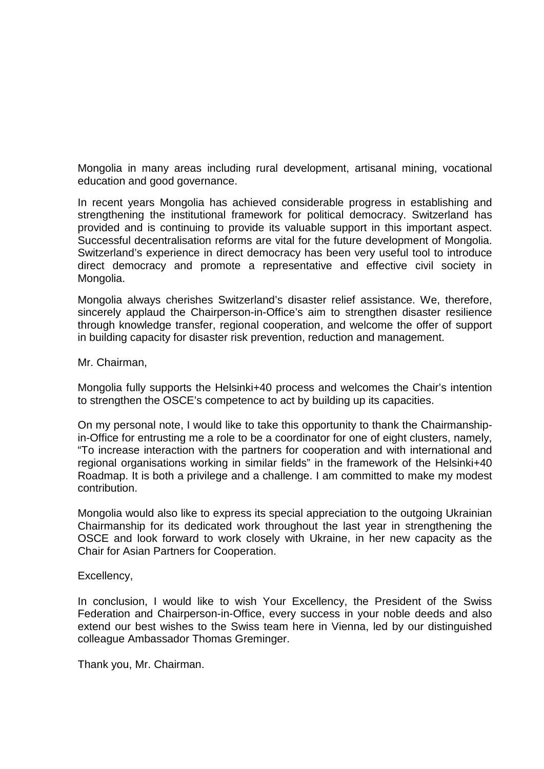Mongolia in many areas including rural development, artisanal mining, vocational education and good governance.

In recent years Mongolia has achieved considerable progress in establishing and strengthening the institutional framework for political democracy. Switzerland has provided and is continuing to provide its valuable support in this important aspect. Successful decentralisation reforms are vital for the future development of Mongolia. Switzerland's experience in direct democracy has been very useful tool to introduce direct democracy and promote a representative and effective civil society in Mongolia.

Mongolia always cherishes Switzerland's disaster relief assistance. We, therefore, sincerely applaud the Chairperson-in-Office's aim to strengthen disaster resilience through knowledge transfer, regional cooperation, and welcome the offer of support in building capacity for disaster risk prevention, reduction and management.

Mr. Chairman,

Mongolia fully supports the Helsinki+40 process and welcomes the Chair's intention to strengthen the OSCE's competence to act by building up its capacities.

On my personal note, I would like to take this opportunity to thank the Chairmanship-in-Office for entrusting me a role to be a coordinator for one of eight clusters, namely, "To increase interaction with the partners for cooperation and with international and regional organisations working in similar fields" in the framework of the Helsinki+40 Roadmap. It is both a privilege and a challenge. I am committed to make my modest contribution.

Mongolia would also like to express its special appreciation to the outgoing Ukrainian Chairmanship for its dedicated work throughout the last year in strengthening the OSCE and look forward to work closely with Ukraine, in her new capacity as the Chair for Asian Partners for Cooperation.

Excellency,

In conclusion, I would like to wish Your Excellency, the President of the Swiss Federation and Chairperson-in-Office, every success in your noble deeds and also extend our best wishes to the Swiss team here in Vienna, led by our distinguished colleague Ambassador Thomas Greminger.

Thank you, Mr. Chairman.